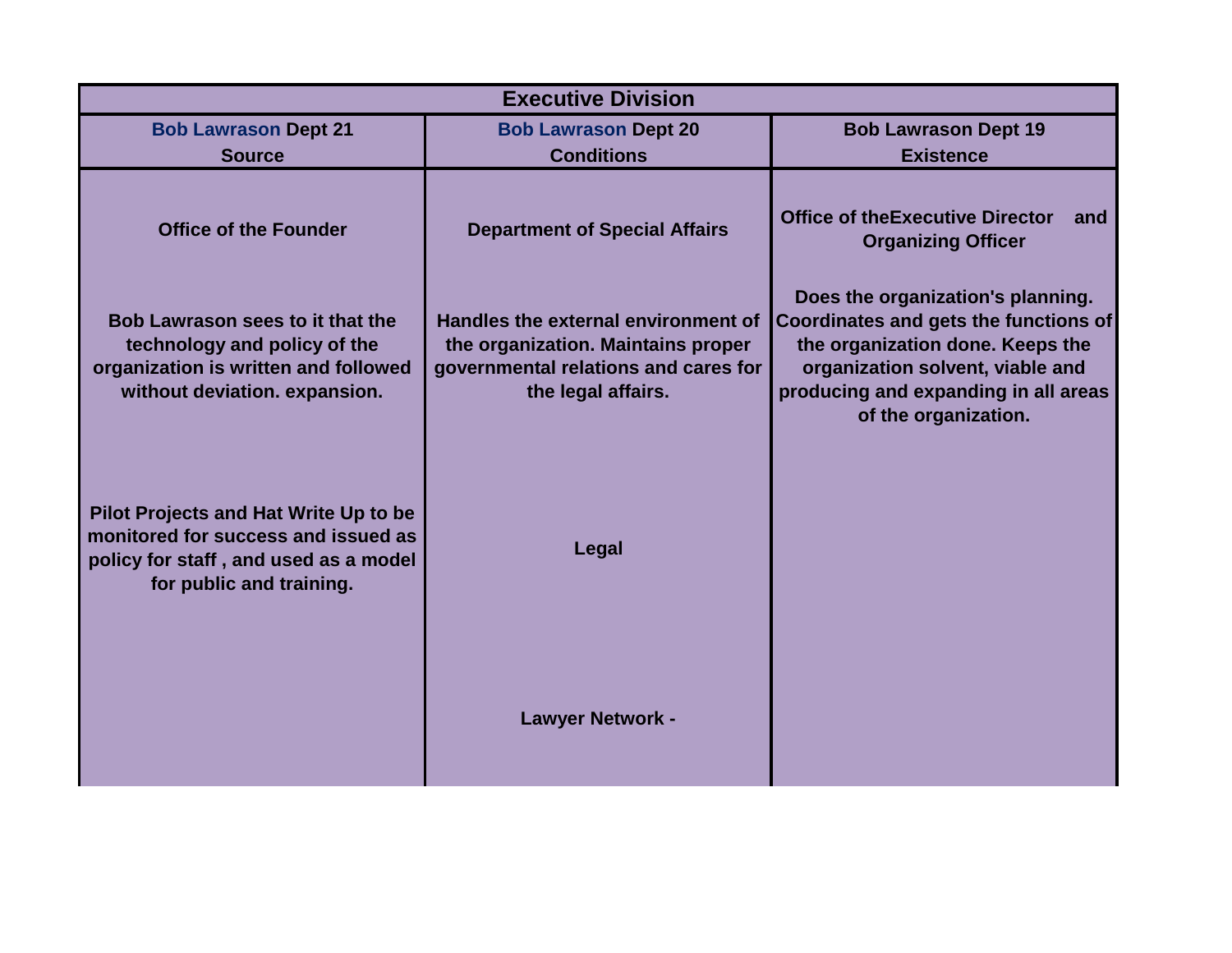| Executive Division | | |
|---|---|---|
| Bob Lawrason Dept 21<br>Source | Bob Lawrason Dept 20<br>Conditions | Bob Lawrason Dept 19<br>Existence |
| **Office of the Founder** | **Department of Special Affairs** | **Office of theExecutive Director and Organizing Officer** |
| **Bob Lawrason sees to it that the technology and policy of the organization is written and followed without deviation. expansion.** | **Handles the external environment of the organization. Maintains proper governmental relations and cares for the legal affairs.** | **Does the organization's planning. Coordinates and gets the functions of the organization done. Keeps the organization solvent, viable and producing and expanding in all areas of the organization.** |
| **Pilot Projects and Hat Write Up to be monitored for success and issued as policy for staff , and used as a model for public and training.** | **Legal** | |
| | **Lawyer Network -** | |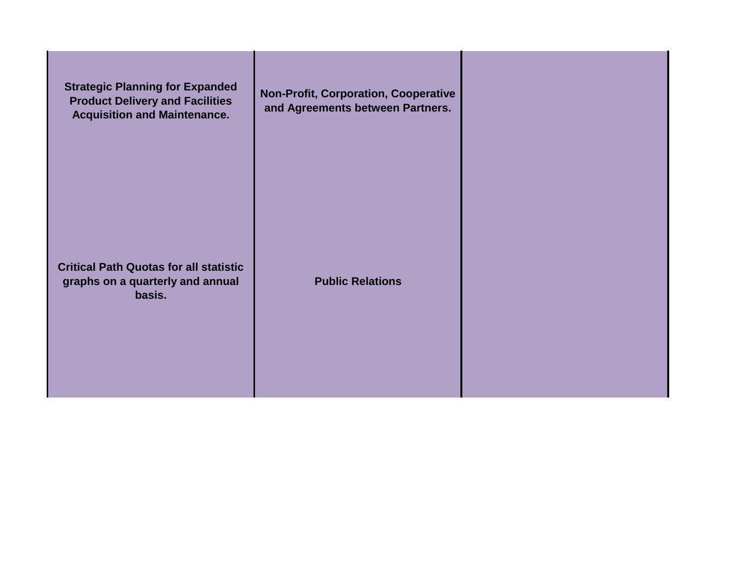| | | |
|---|---|---|
| **Strategic Planning for Expanded Product Delivery and Facilities Acquisition and Maintenance.** | **Non-Profit, Corporation, Cooperative and Agreements between Partners.** | |
| **Critical Path Quotas for all statistic graphs on a quarterly and annual basis.** | **Public Relations** | |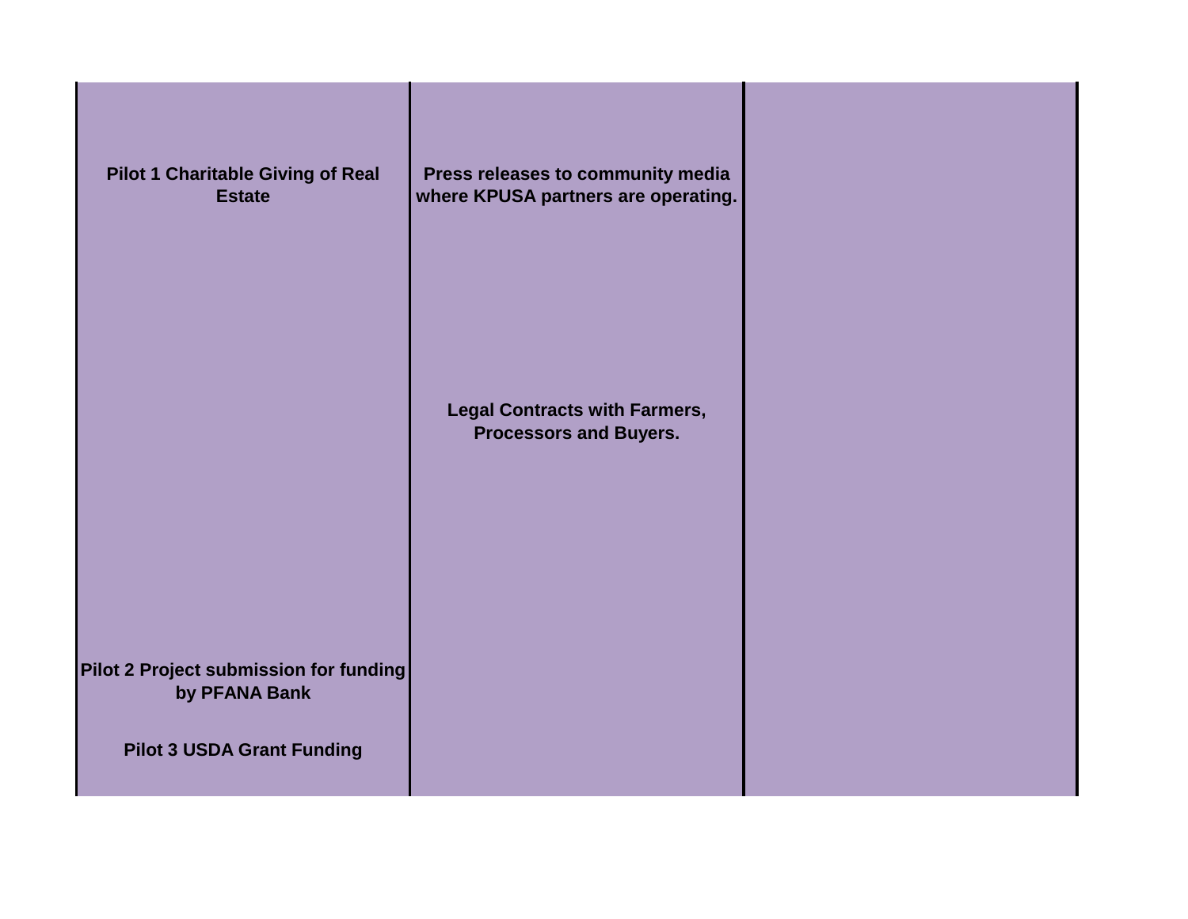| | | |
|---|---|---|
| **Pilot 1 Charitable Giving of Real Estate** | **Press releases to community media where KPUSA partners are operating.** | |
| | **Legal Contracts with Farmers, Processors and Buyers.** | |
| **Pilot 2 Project submission for funding by PFANA Bank** | | |
| **Pilot 3 USDA Grant Funding** | | |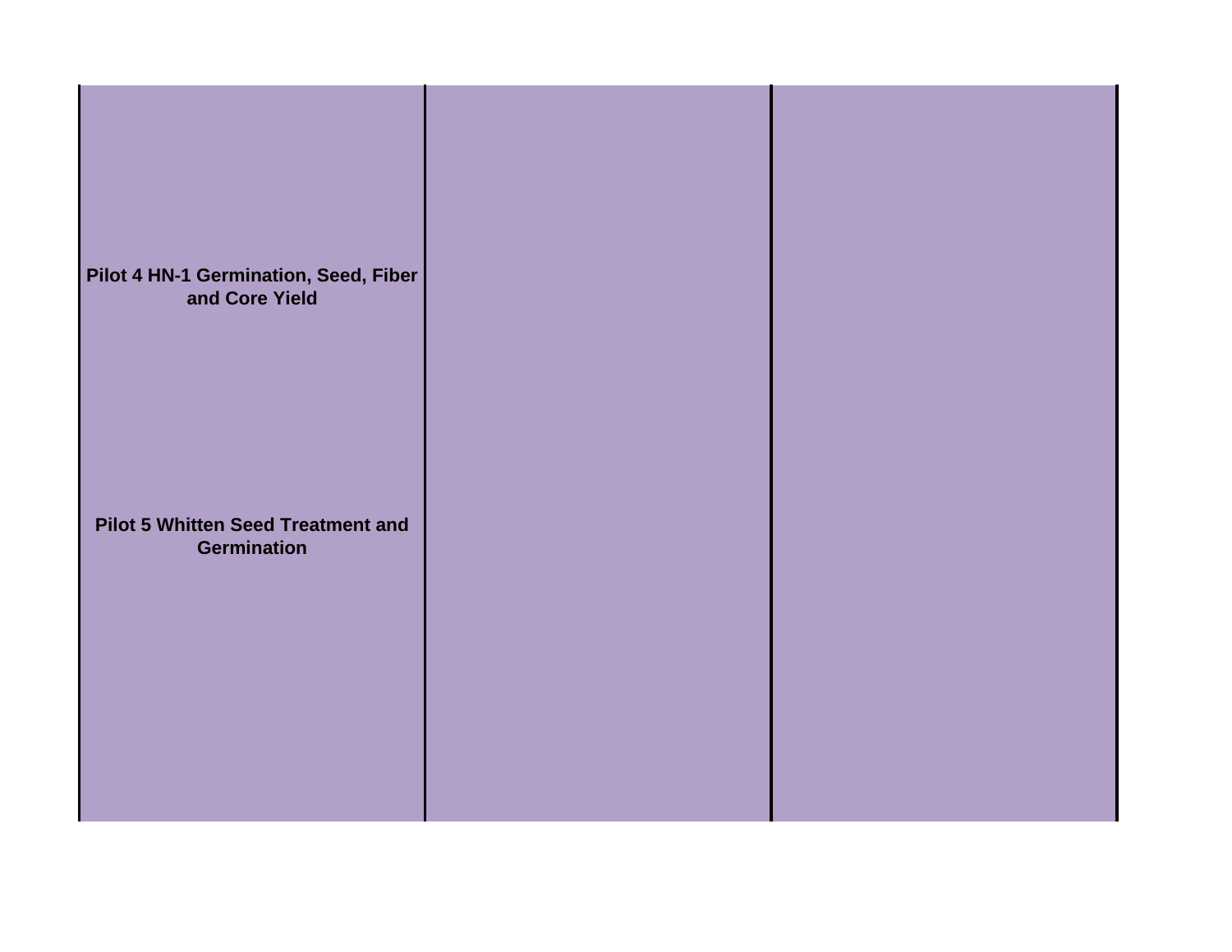| | | |
|---|---|---|
| **Pilot 4 HN-1 Germination, Seed, Fiber and Core Yield** | | |
| **Pilot 5 Whitten Seed Treatment and Germination** | | |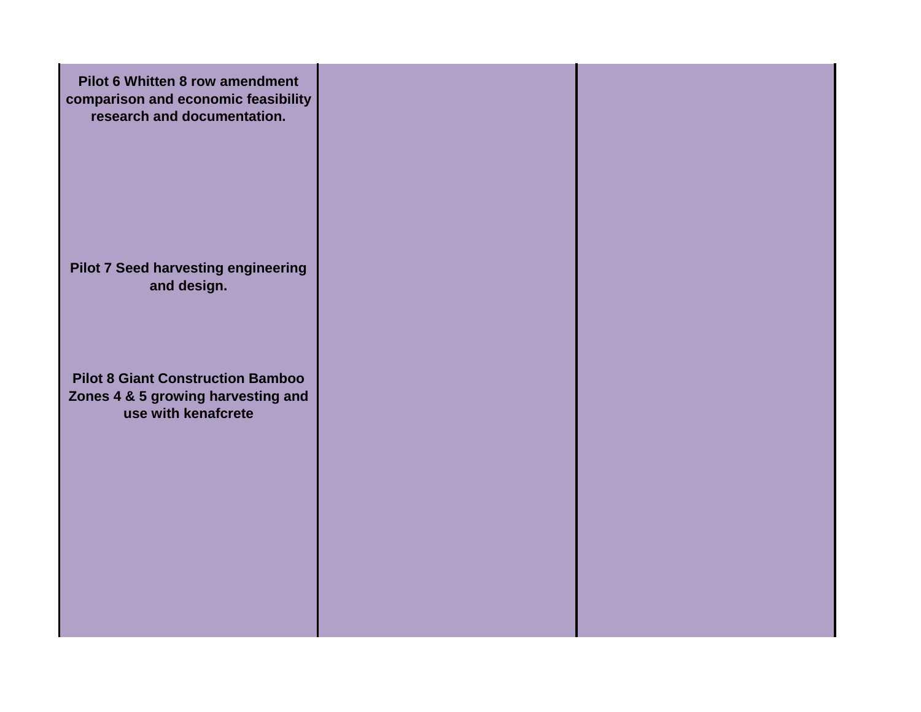| | | |
|---|---|---|
| **Pilot 6 Whitten 8 row amendment comparison and economic feasibility research and documentation.**<br><br>**Pilot 7 Seed harvesting engineering and design.**<br><br>**Pilot 8 Giant Construction Bamboo Zones 4 & 5 growing harvesting and use with kenafcrete** | | |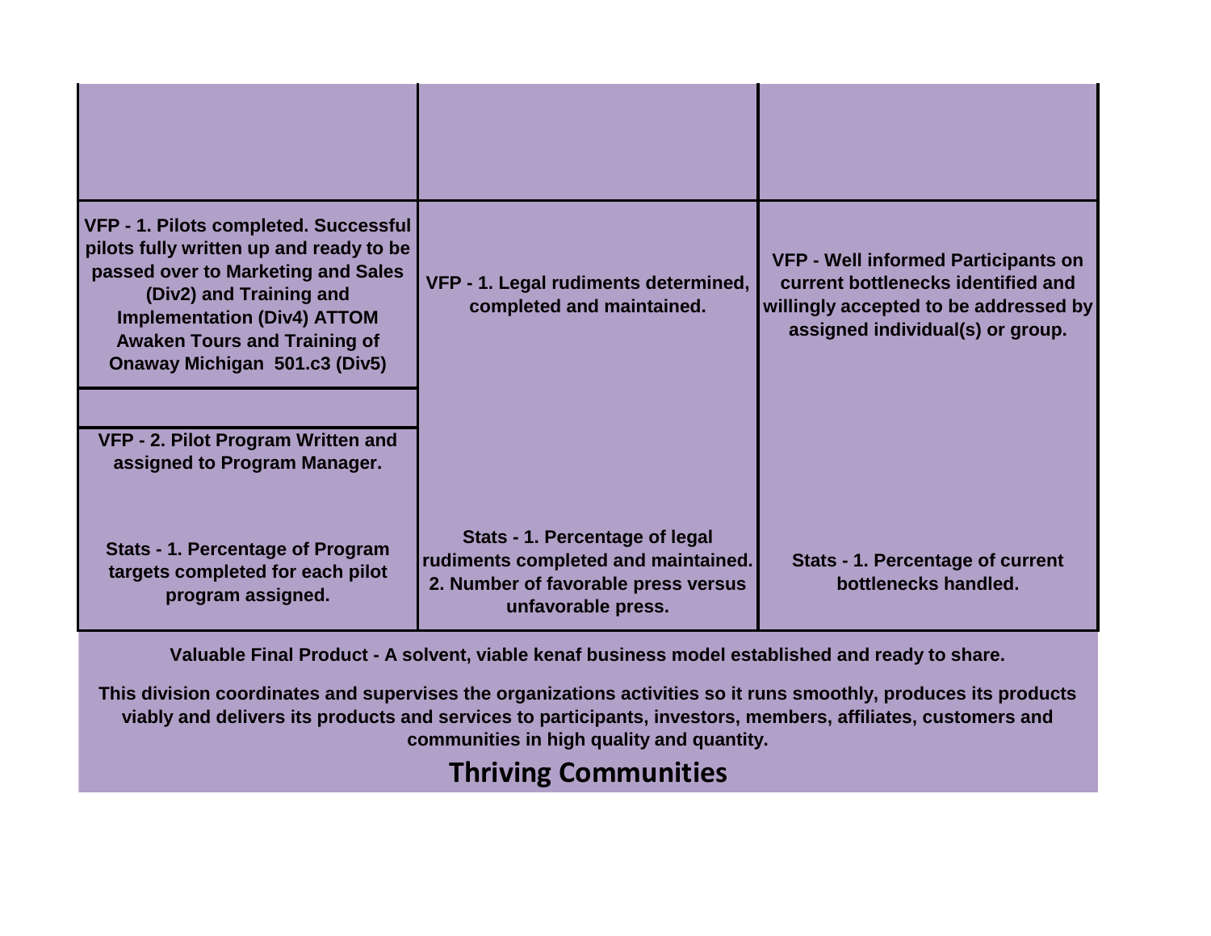| | | |
|---|---|---|
| | | |
| VFP - 1. Pilots completed. Successful pilots fully written up and ready to be passed over to Marketing and Sales (Div2) and Training and Implementation (Div4) ATTOM Awaken Tours and Training of Onaway Michigan 501.c3 (Div5) | VFP - 1. Legal rudiments determined, completed and maintained. | VFP - Well informed Participants on current bottlenecks identified and willingly accepted to be addressed by assigned individual(s) or group. |
| | | |
| VFP - 2. Pilot Program Written and assigned to Program Manager. | | |
| Stats - 1. Percentage of Program targets completed for each pilot program assigned. | Stats - 1. Percentage of legal rudiments completed and maintained. 2. Number of favorable press versus unfavorable press. | Stats - 1. Percentage of current bottlenecks handled. |

**Valuable Final Product - A solvent, viable kenaf business model established and ready to share.**

**This division coordinates and supervises the organizations activities so it runs smoothly, produces its products viably and delivers its products and services to participants, investors, members, affiliates, customers and communities in high quality and quantity.**

## Thriving Communities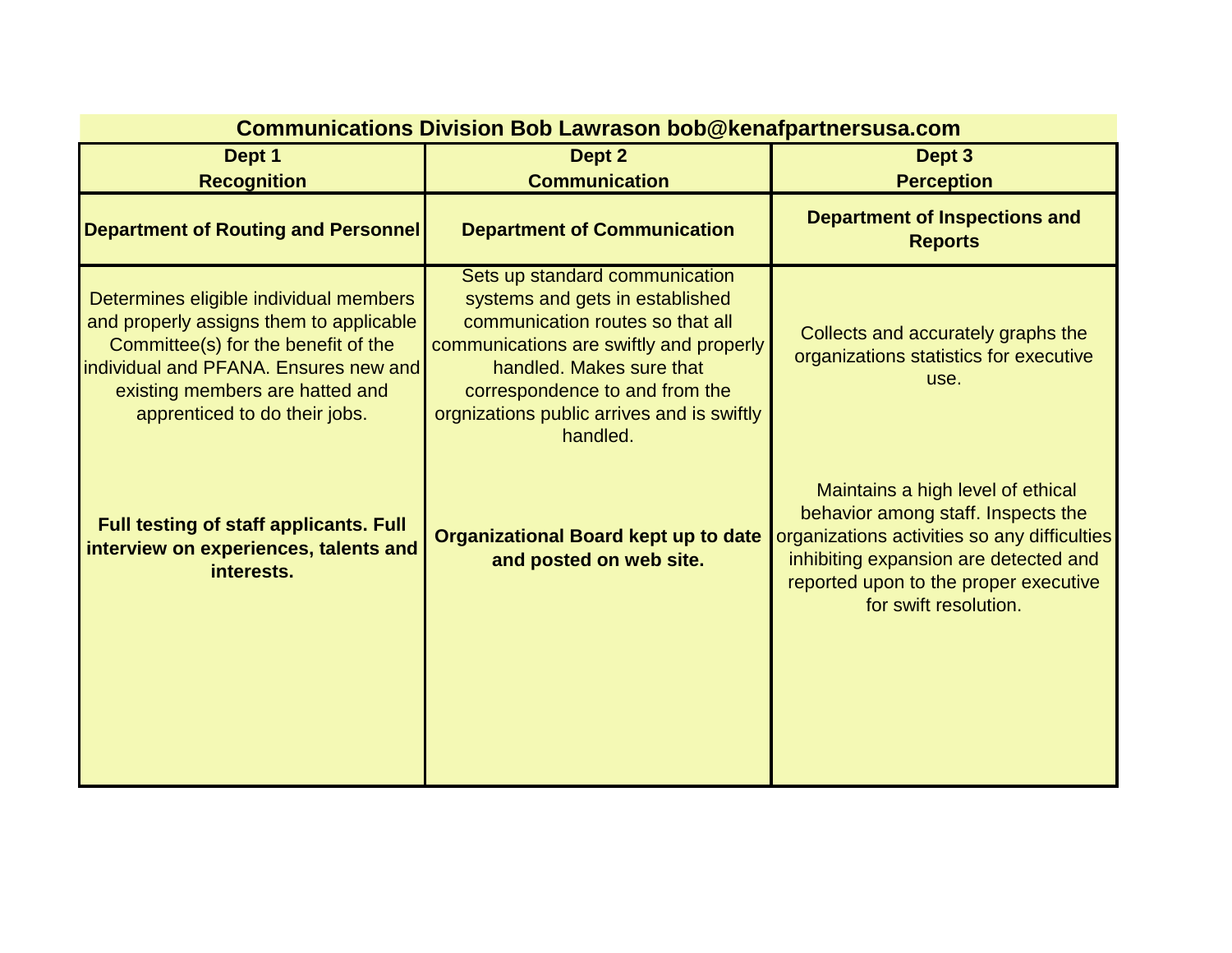| Communications Division Bob Lawrason bob@kenafpartnersusa.com | | |
|---|---|---|
| **Dept 1 Recognition** | **Dept 2 Communication** | **Dept 3 Perception** |
| **Department of Routing and Personnel** | **Department of Communication** | **Department of Inspections and Reports** |
| Determines eligible individual members and properly assigns them to applicable Committee(s) for the benefit of the individual and PFANA. Ensures new and existing members are hatted and apprenticed to do their jobs. | Sets up standard communication systems and gets in established communication routes so that all communications are swiftly and properly handled. Makes sure that correspondence to and from the orgnizations public arrives and is swiftly handled. | Collects and accurately graphs the organizations statistics for executive use. |
| **Full testing of staff applicants. Full interview on experiences, talents and interests.** | **Organizational Board kept up to date and posted on web site.** | Maintains a high level of ethical behavior among staff. Inspects the organizations activities so any difficulties inhibiting expansion are detected and reported upon to the proper executive for swift resolution. |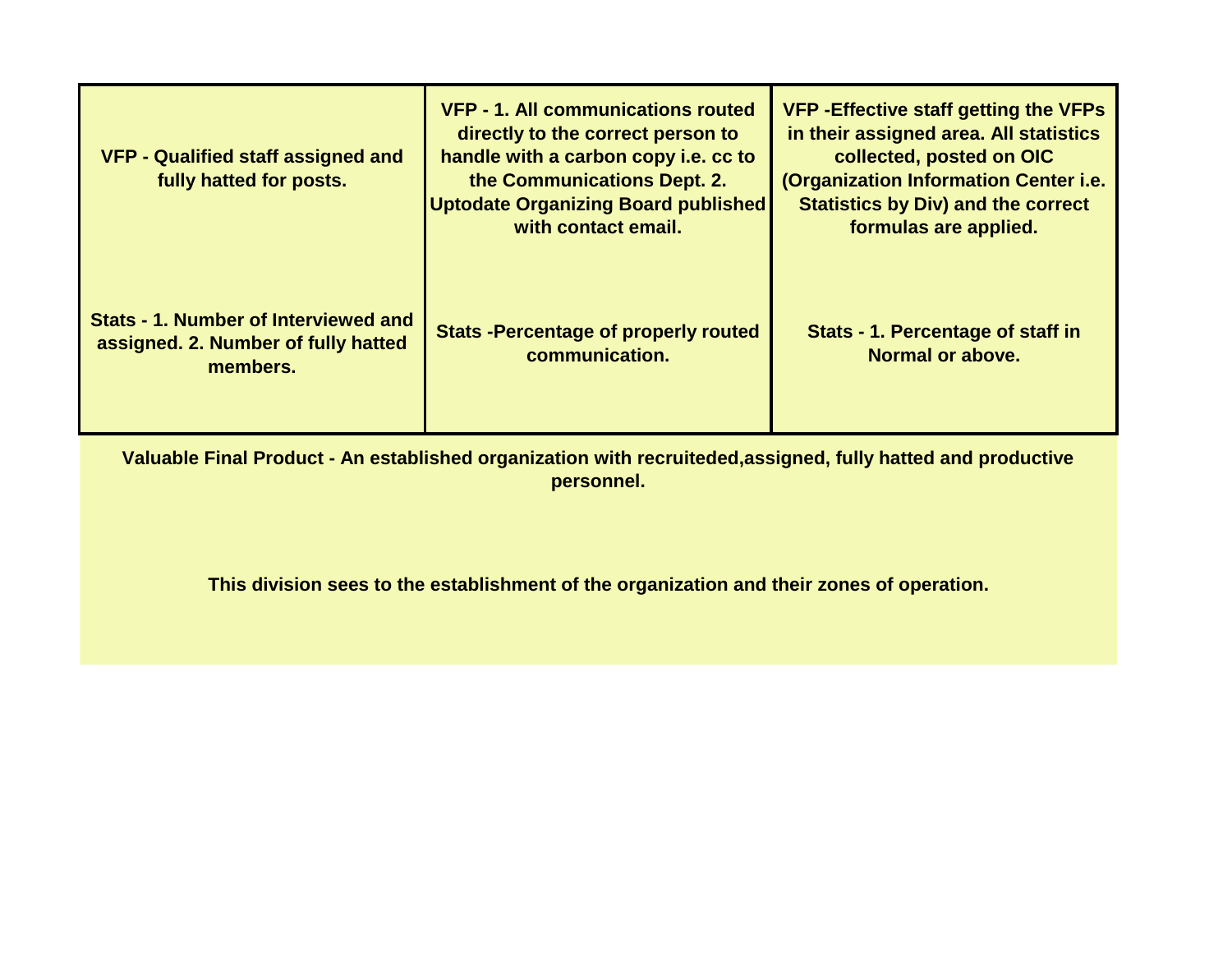| VFP - Qualified staff assigned and fully hatted for posts. | VFP - 1. All communications routed directly to the correct person to handle with a carbon copy i.e. cc to the Communications Dept. 2. Uptodate Organizing Board published with contact email. | VFP -Effective staff getting the VFPs in their assigned area. All statistics collected, posted on OIC (Organization Information Center i.e. Statistics by Div) and the correct formulas are applied. |
|---|---|---|
| Stats - 1. Number of Interviewed and assigned. 2. Number of fully hatted members. | Stats -Percentage of properly routed communication. | Stats - 1. Percentage of staff in Normal or above. |

**Valuable Final Product - An established organization with recruiteded,assigned, fully hatted and productive personnel.**

**This division sees to the establishment of the organization and their zones of operation.**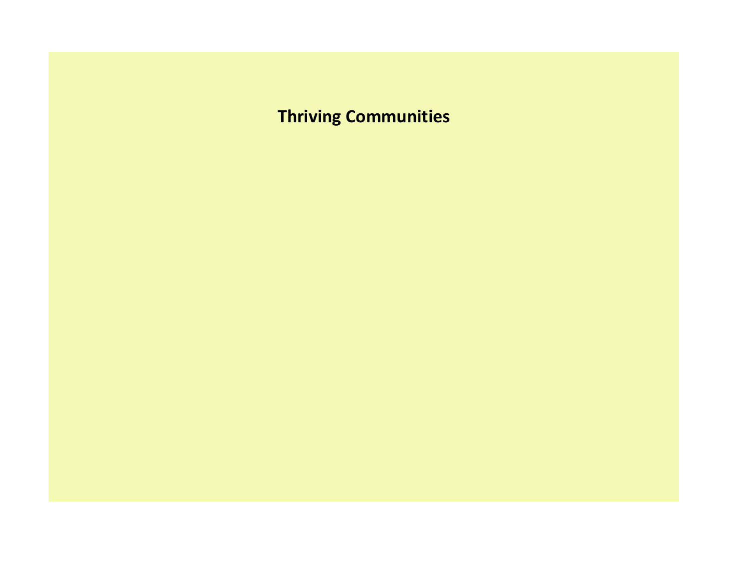# Thriving Communities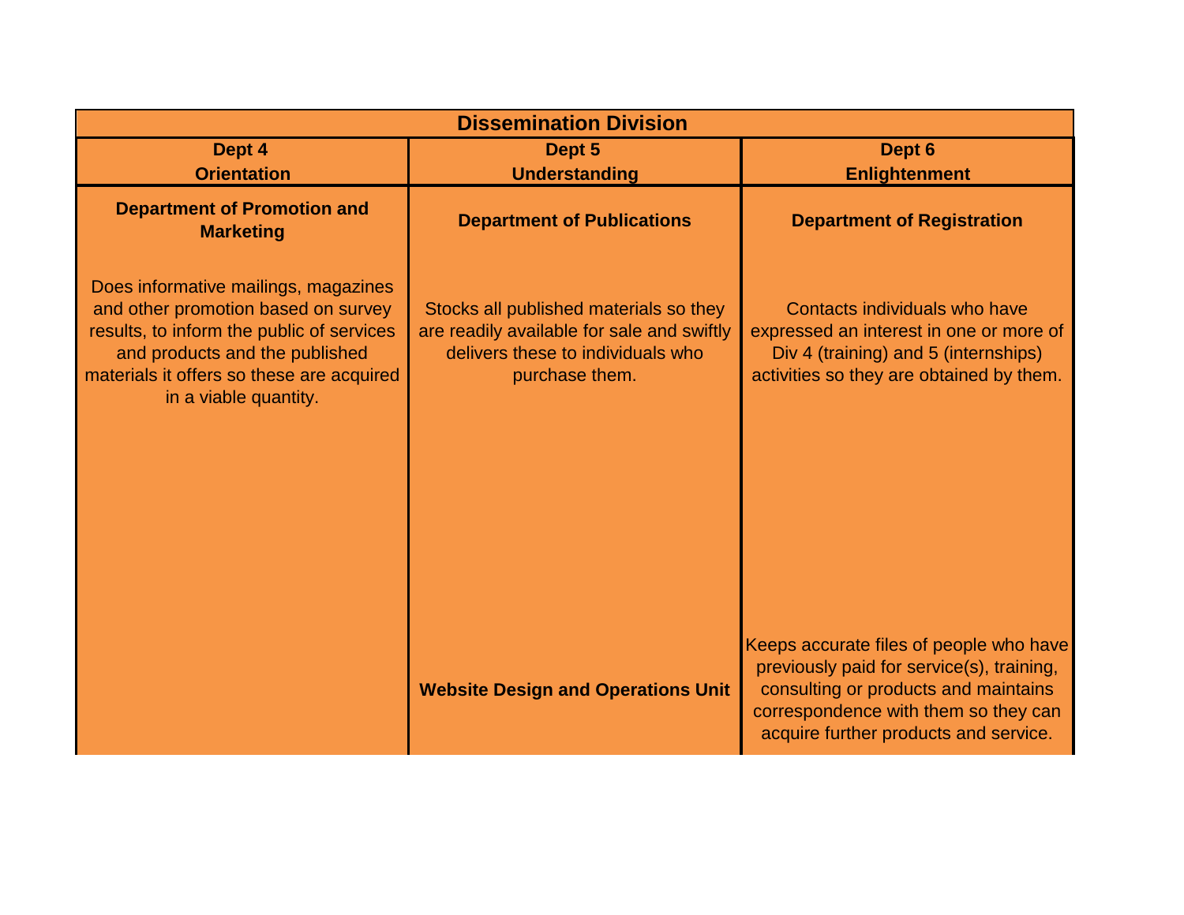| Dissemination Division | | |
|---|---|---|
| **Dept 4<br>Orientation** | **Dept 5<br>Understanding** | **Dept 6<br>Enlightenment** |
| **Department of Promotion and Marketing**<br><br>Does informative mailings, magazines and other promotion based on survey results, to inform the public of services and products and the published materials it offers so these are acquired in a viable quantity. | **Department of Publications**<br><br>Stocks all published materials so they are readily available for sale and swiftly delivers these to individuals who purchase them. | **Department of Registration**<br><br>Contacts individuals who have expressed an interest in one or more of Div 4 (training) and 5 (internships) activities so they are obtained by them. |
| | **Website Design and Operations Unit** | Keeps accurate files of people who have previously paid for service(s), training, consulting or products and maintains correspondence with them so they can acquire further products and service. |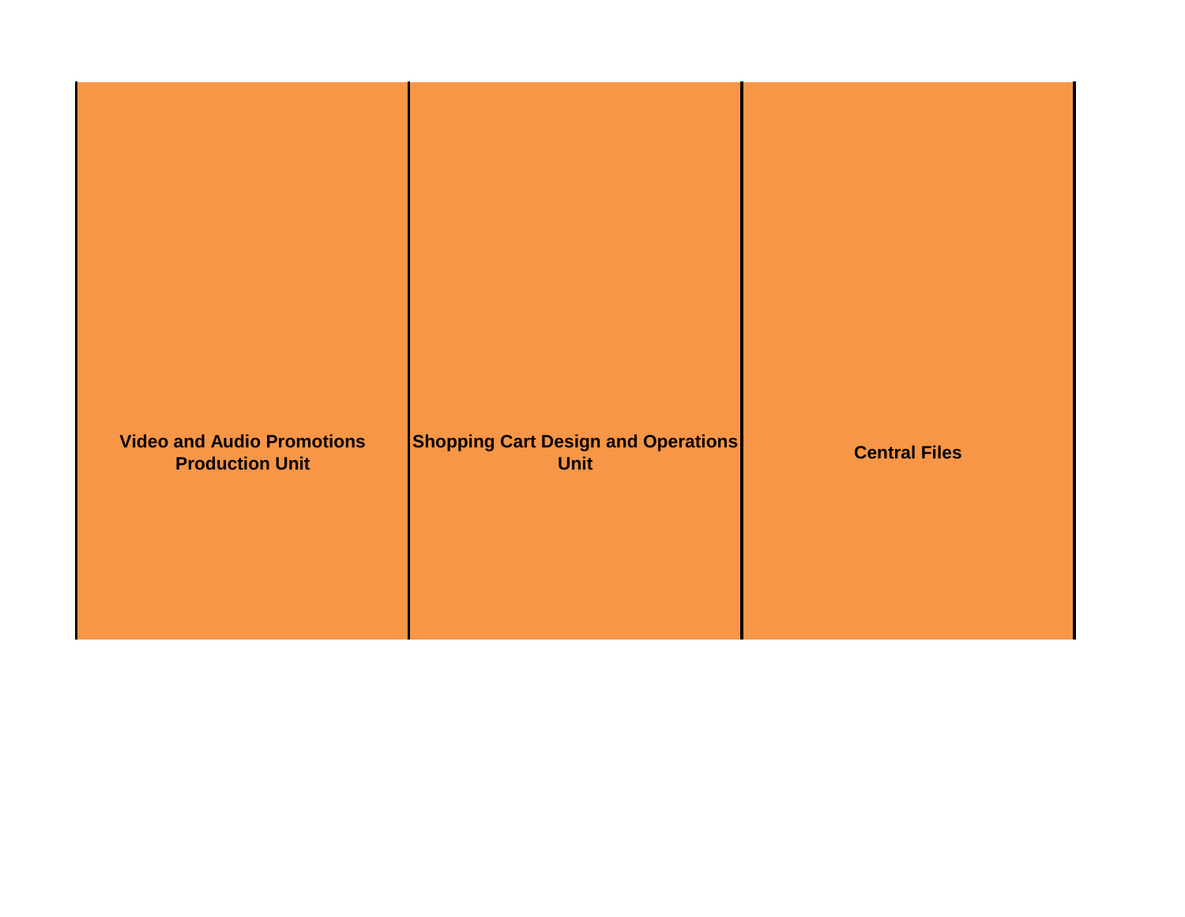| Video and Audio Promotions Production Unit | Shopping Cart Design and Operations Unit | Central Files |
|---|---|---|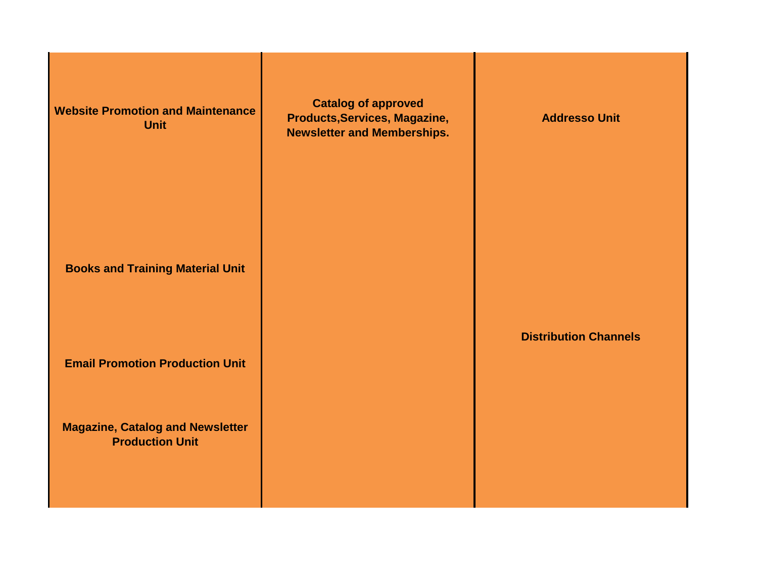| Website Promotion and Maintenance Unit | Catalog of approved Products,Services, Magazine, Newsletter and Memberships. | Addresso Unit |
|---|---|---|
| Books and Training Material Unit | | |
| Email Promotion Production Unit | | Distribution Channels |
| Magazine, Catalog and Newsletter Production Unit | | |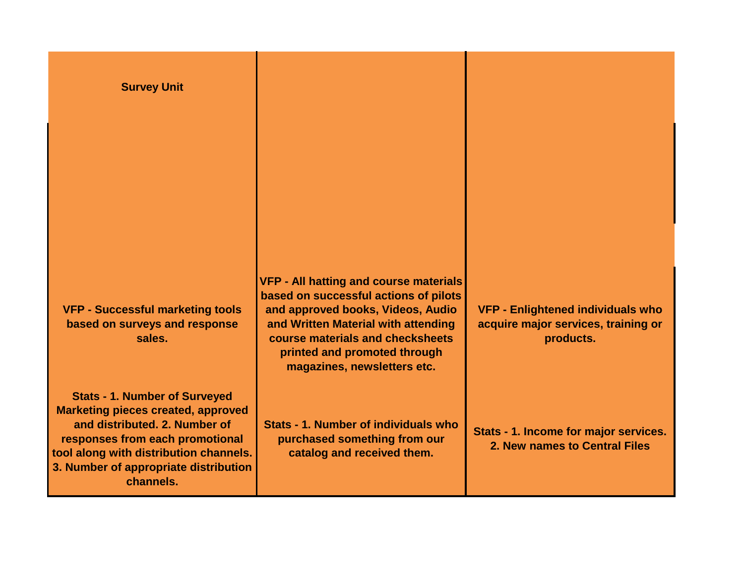| Survey Unit | | |
|---|---|---|
| VFP - Successful marketing tools based on surveys and response sales. | VFP - All hatting and course materials based on successful actions of pilots and approved books, Videos, Audio and Written Material with attending course materials and checksheets printed and promoted through magazines, newsletters etc. | VFP - Enlightened individuals who acquire major services, training or products. |
| Stats - 1. Number of Surveyed Marketing pieces created, approved and distributed. 2. Number of responses from each promotional tool along with distribution channels. 3. Number of appropriate distribution channels. | Stats - 1. Number of individuals who purchased something from our catalog and received them. | Stats - 1. Income for major services. 2. New names to Central Files |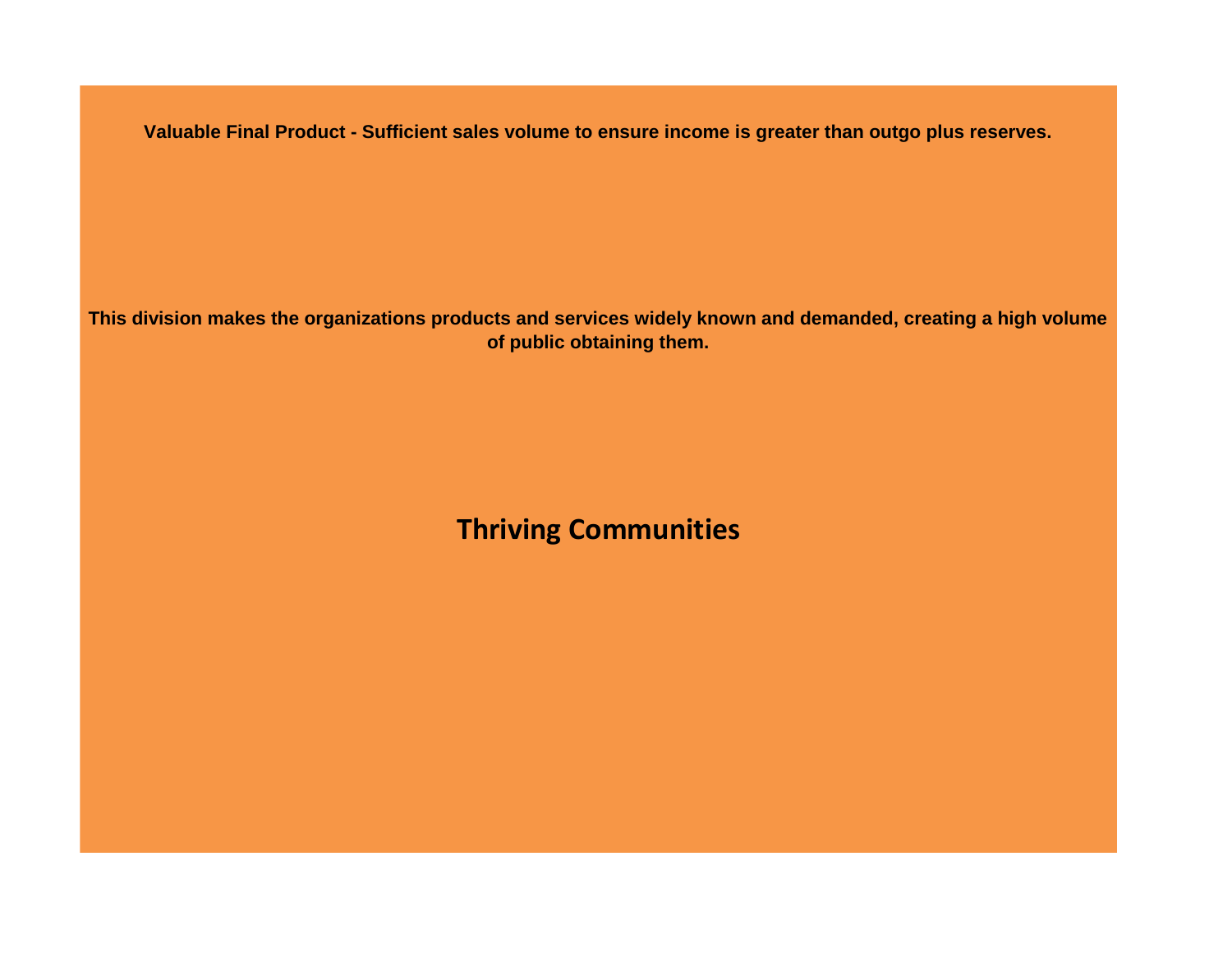**Valuable Final Product - Sufficient sales volume to ensure income is greater than outgo plus reserves.**

**This division makes the organizations products and services widely known and demanded, creating a high volume of public obtaining them.**

## Thriving Communities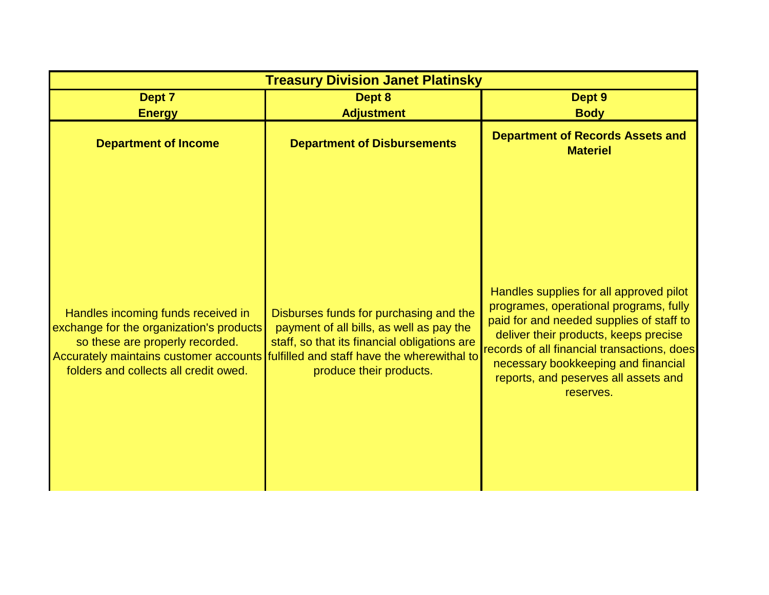| Treasury Division Janet Platinsky | | |
|---|---|---|
| **Dept 7**<br>**Energy** | **Dept 8**<br>**Adjustment** | **Dept 9**<br>**Body** |
| **Department of Income**<br><br>Handles incoming funds received in exchange for the organization's products so these are properly recorded. Accurately maintains customer accounts folders and collects all credit owed. | **Department of Disbursements**<br><br>Disburses funds for purchasing and the payment of all bills, as well as pay the staff, so that its financial obligations are fulfilled and staff have the wherewithal to produce their products. | **Department of Records Assets and Materiel**<br><br>Handles supplies for all approved pilot programes, operational programs, fully paid for and needed supplies of staff to deliver their products, keeps precise records of all financial transactions, does necessary bookkeeping and financial reports, and peserves all assets and reserves. |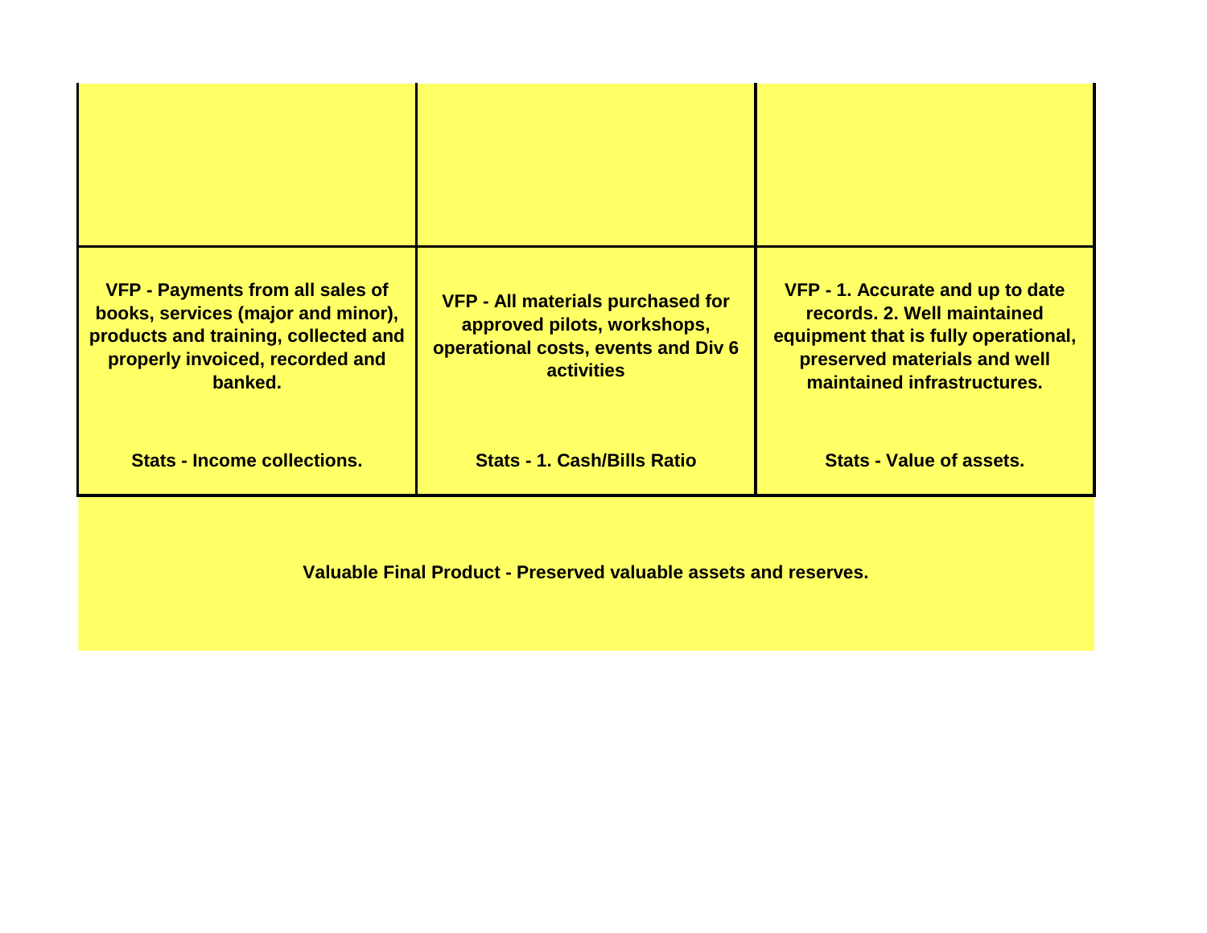| | | |
|---|---|---|
| | | |
| **VFP - Payments from all sales of books, services (major and minor), products and training, collected and properly invoiced, recorded and banked.**<br><br>**Stats - Income collections.** | **VFP - All materials purchased for approved pilots, workshops, operational costs, events and Div 6 activities**<br><br>**Stats - 1. Cash/Bills Ratio** | **VFP - 1. Accurate and up to date records. 2. Well maintained equipment that is fully operational, preserved materials and well maintained infrastructures.**<br><br>**Stats - Value of assets.** |

**Valuable Final Product - Preserved valuable assets and reserves.**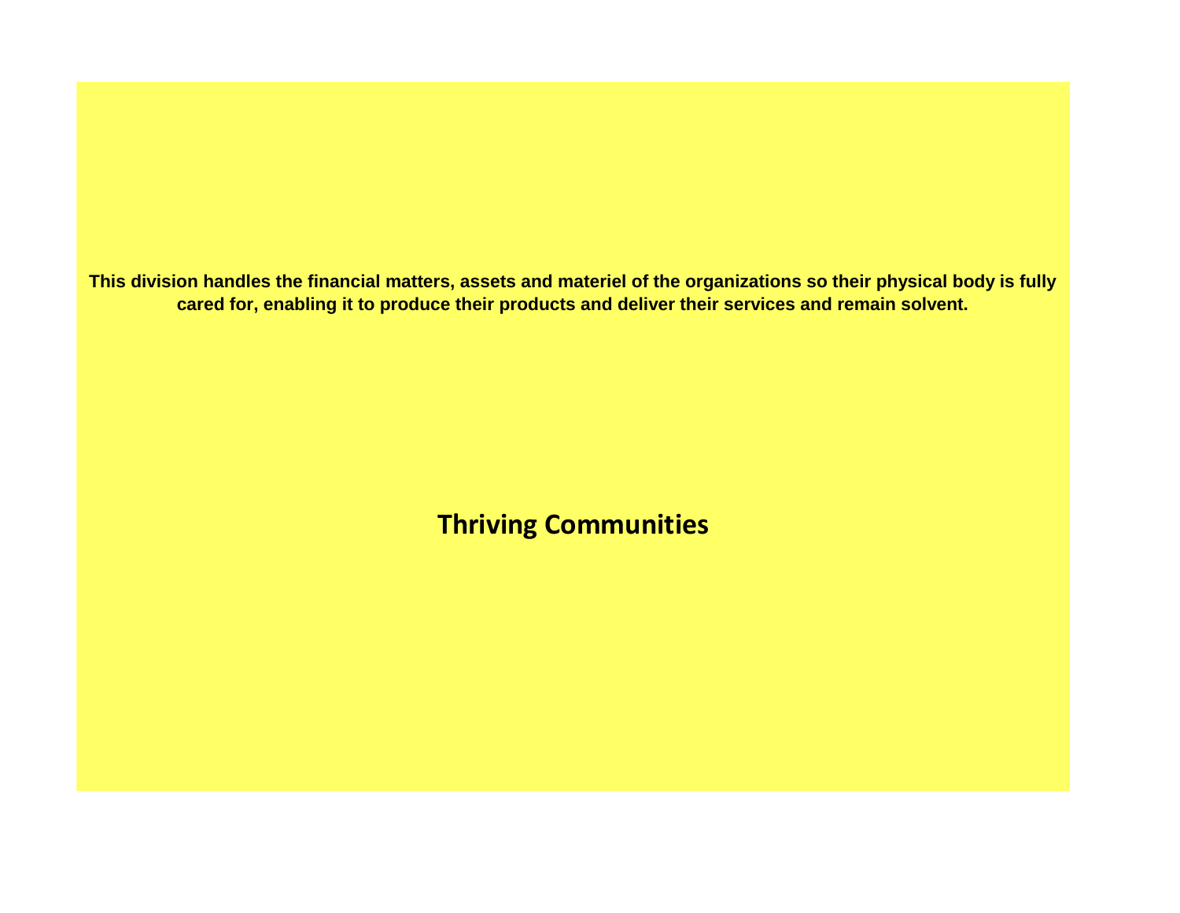**This division handles the financial matters, assets and materiel of the organizations so their physical body is fully cared for, enabling it to produce their products and deliver their services and remain solvent.**

## Thriving Communities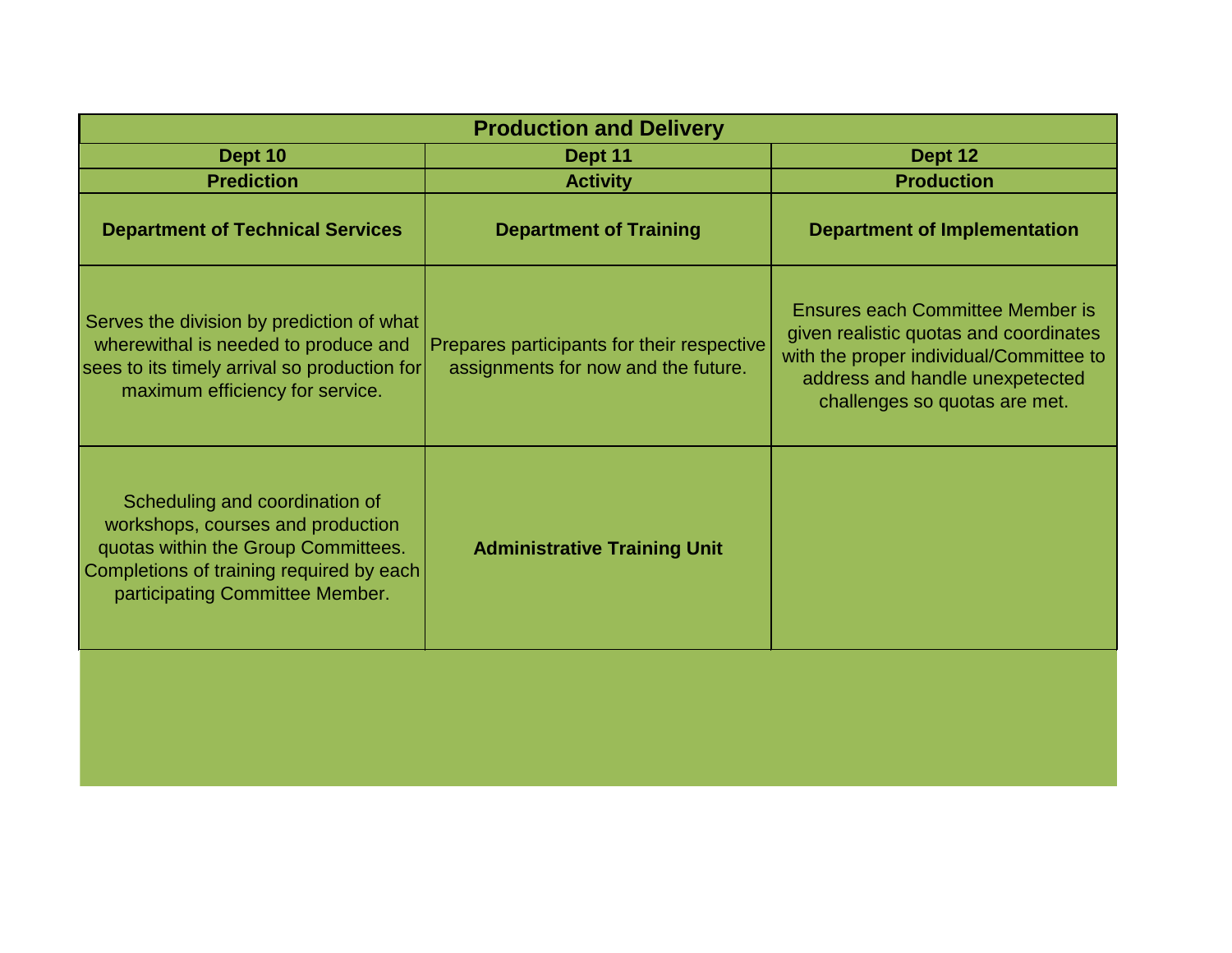| Production and Delivery | | |
|---|---|---|
| **Dept 10** | **Dept 11** | **Dept 12** |
| **Prediction** | **Activity** | **Production** |
| **Department of Technical Services** | **Department of Training** | **Department of Implementation** |
| Serves the division by prediction of what wherewithal is needed to produce and sees to its timely arrival so production for maximum efficiency for service. | Prepares participants for their respective assignments for now and the future. | Ensures each Committee Member is given realistic quotas and coordinates with the proper individual/Committee to address and handle unexpetected challenges so quotas are met. |
| Scheduling and coordination of workshops, courses and production quotas within the Group Committees. Completions of training required by each participating Committee Member. | **Administrative Training Unit** | |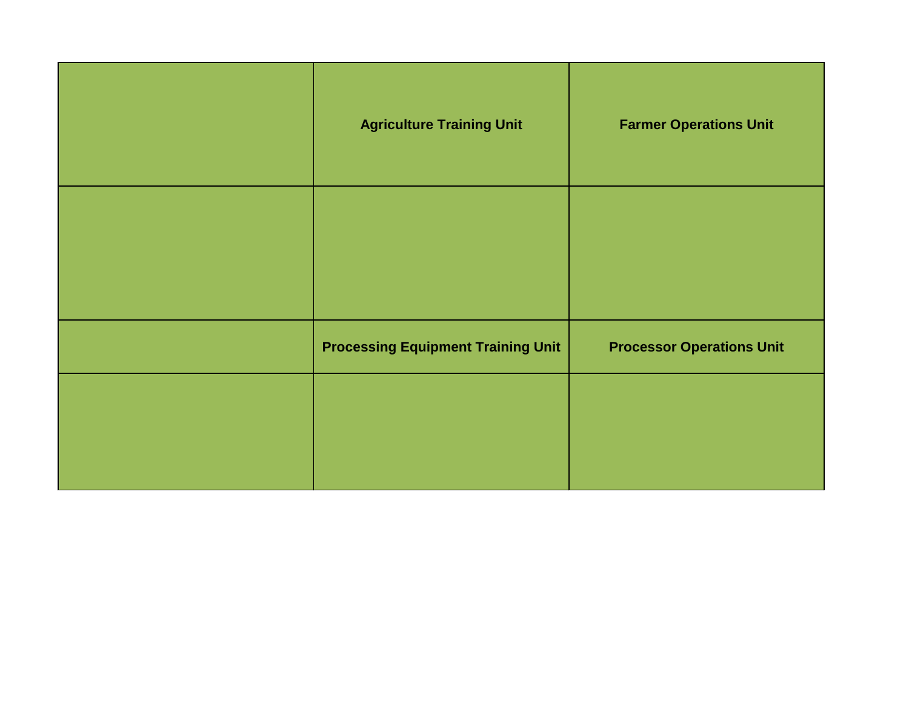| | Agriculture Training Unit | Farmer Operations Unit |
|---|---|---|
| | | |
| | Processing Equipment Training Unit | Processor Operations Unit |
| | | |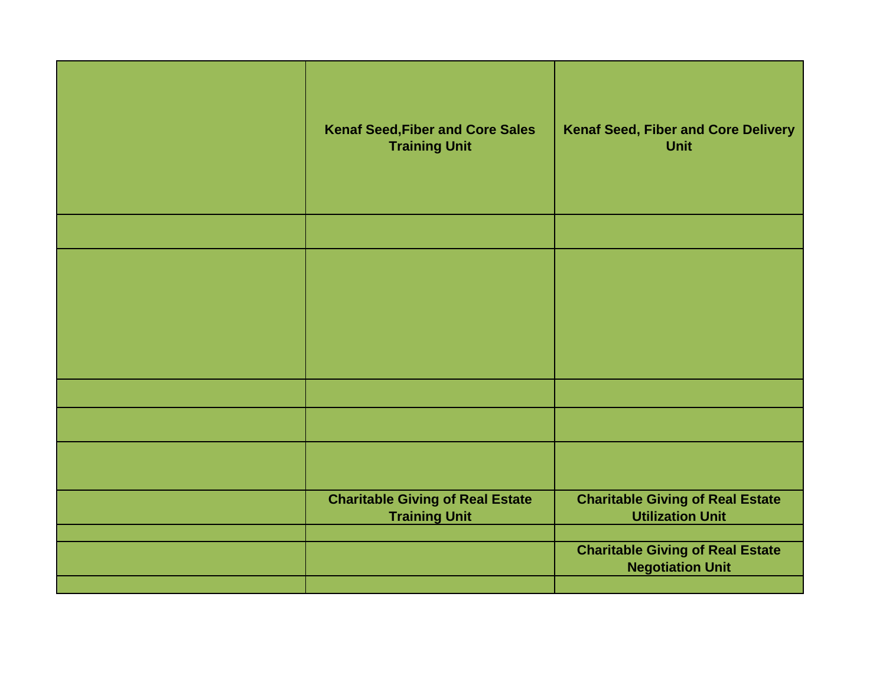| | Kenaf Seed,Fiber and Core Sales Training Unit | Kenaf Seed, Fiber and Core Delivery Unit |
|---|---|---|
| | | |
| | | |
| | | |
| | | |
| | | |
| | Charitable Giving of Real Estate Training Unit | Charitable Giving of Real Estate Utilization Unit |
| | | |
| | | Charitable Giving of Real Estate Negotiation Unit |
| | | |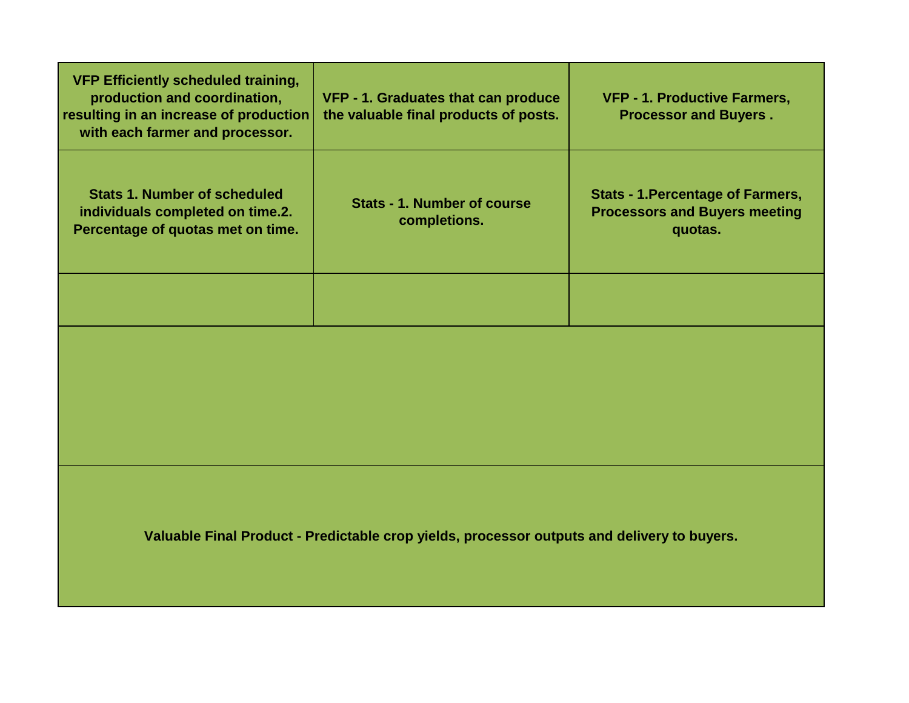| VFP Efficiently scheduled training, production and coordination, resulting in an increase of production with each farmer and processor. | VFP - 1. Graduates that can produce the valuable final products of posts. | VFP - 1. Productive Farmers, Processor and Buyers . |
|---|---|---|
| Stats 1. Number of scheduled individuals completed on time.2. Percentage of quotas met on time. | Stats - 1. Number of course completions. | Stats - 1.Percentage of Farmers, Processors and Buyers meeting quotas. |
| | | |
| | | |
| Valuable Final Product - Predictable crop yields, processor outputs and delivery to buyers. | | |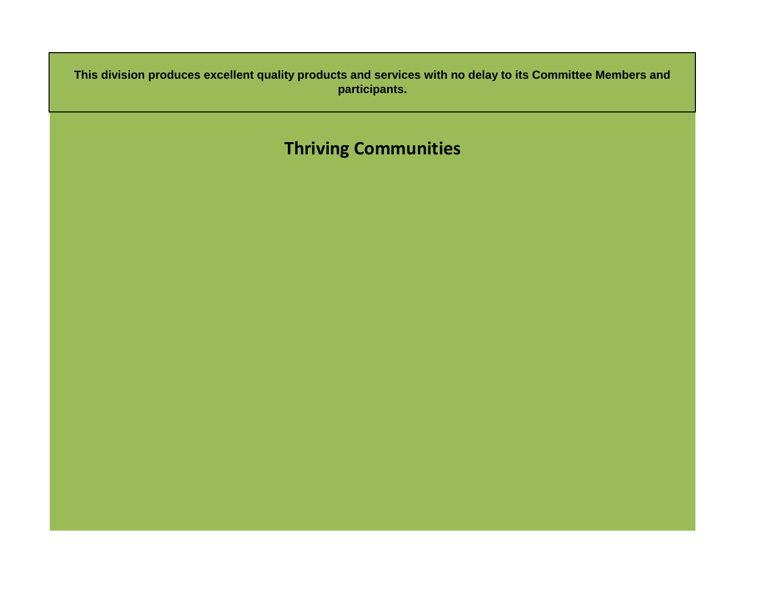**This division produces excellent quality products and services with no delay to its Committee Members and participants.**

# Thriving Communities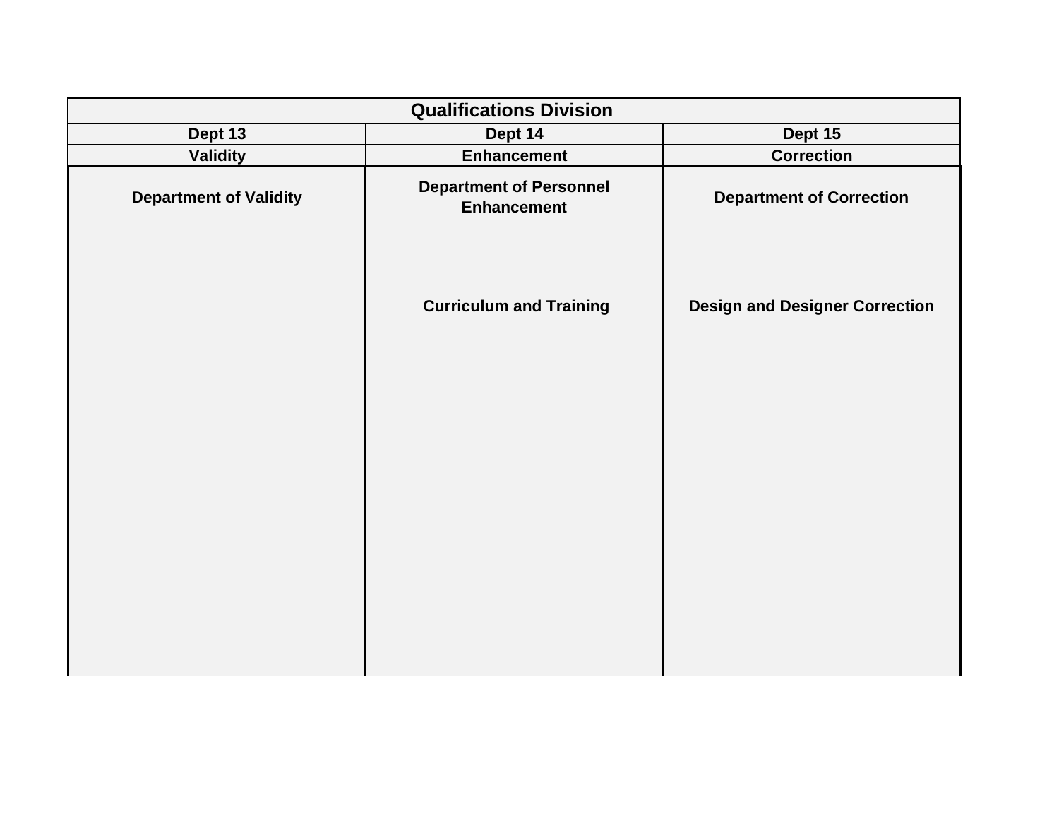| Qualifications Division | | |
|---|---|---|
| Dept 13 | Dept 14 | Dept 15 |
| Validity | Enhancement | Correction |
| Department of Validity | Department of Personnel Enhancement | Department of Correction |
| | Curriculum and Training | Design and Designer Correction |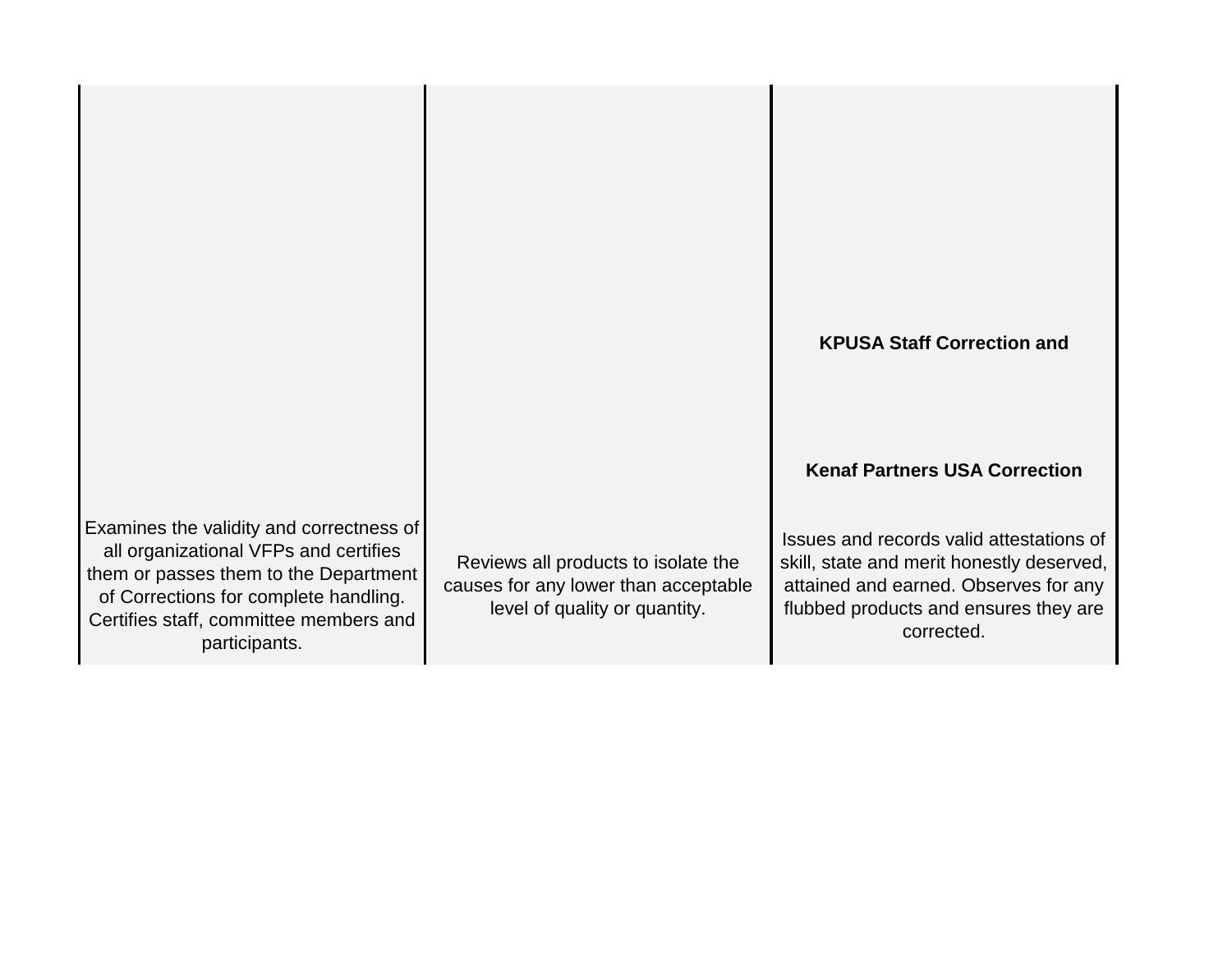| | | **KPUSA Staff Correction and** **Kenaf Partners USA Correction** |
|---|---|---|
| Examines the validity and correctness of all organizational VFPs and certifies them or passes them to the Department of Corrections for complete handling. Certifies staff, committee members and participants. | Reviews all products to isolate the causes for any lower than acceptable level of quality or quantity. | Issues and records valid attestations of skill, state and merit honestly deserved, attained and earned. Observes for any flubbed products and ensures they are corrected. |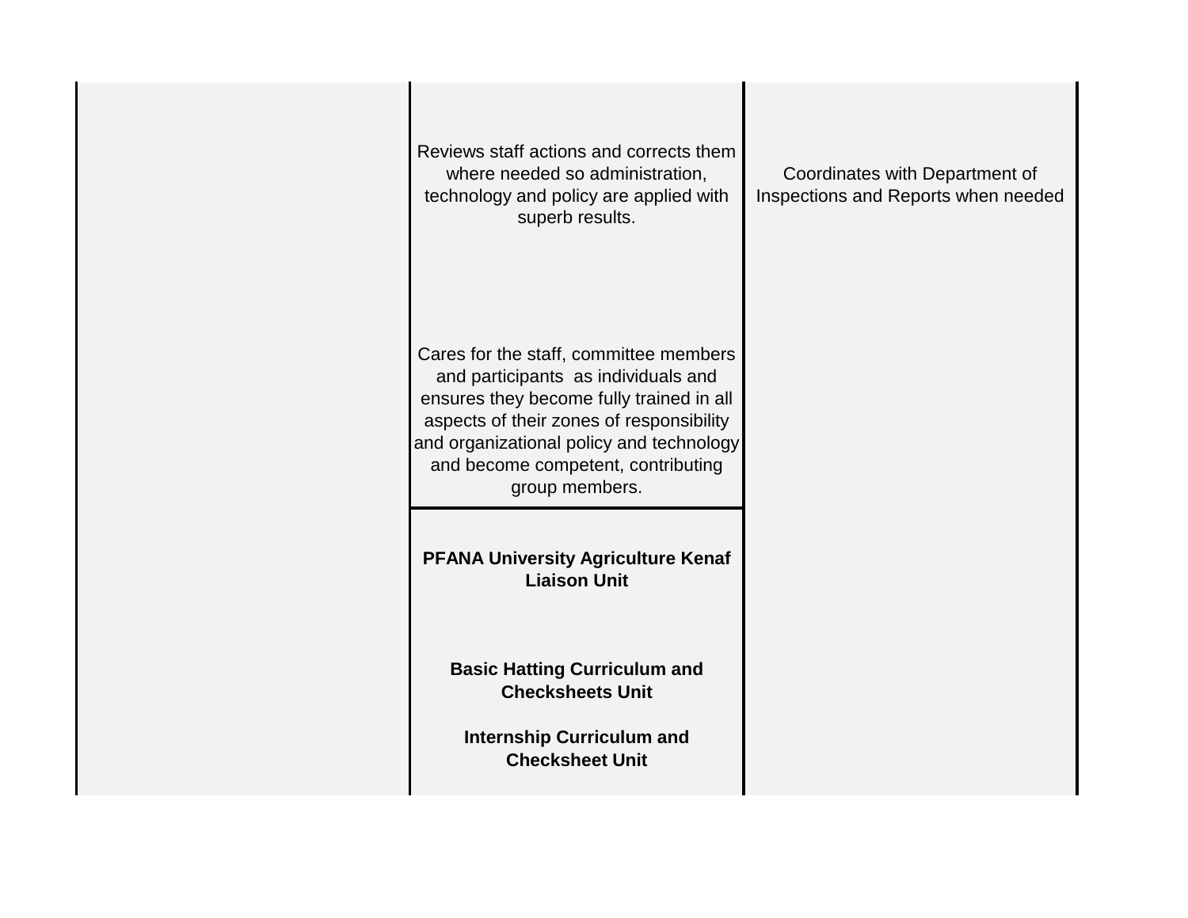| | | |
|---|---|---|
| | Reviews staff actions and corrects them where needed so administration, technology and policy are applied with superb results.<br><br>Cares for the staff, committee members and participants as individuals and ensures they become fully trained in all aspects of their zones of responsibility and organizational policy and technology and become competent, contributing group members. | Coordinates with Department of Inspections and Reports when needed |
| | **PFANA University Agriculture Kenaf Liaison Unit**<br><br>**Basic Hatting Curriculum and Checksheets Unit**<br><br>**Internship Curriculum and Checksheet Unit** | |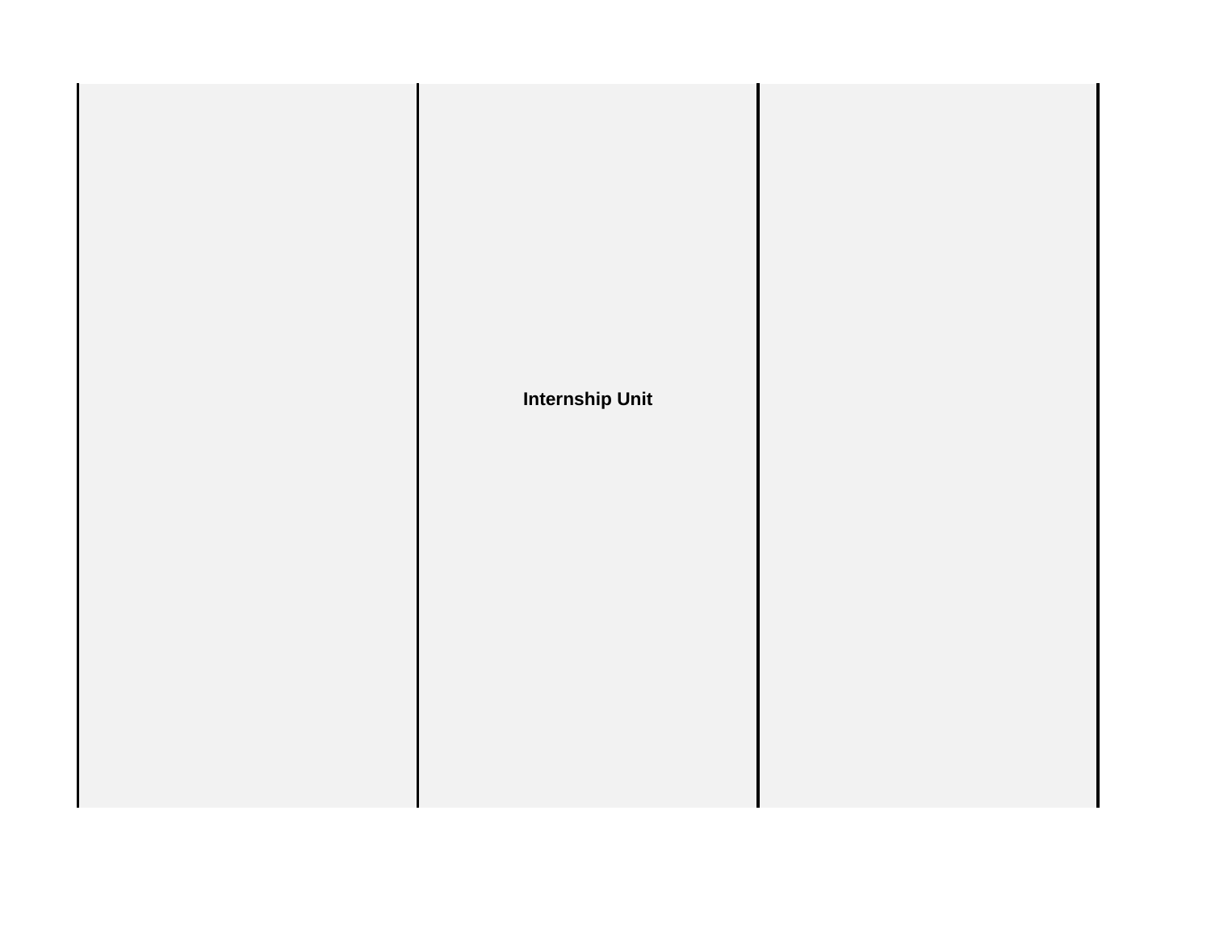**Internship Unit**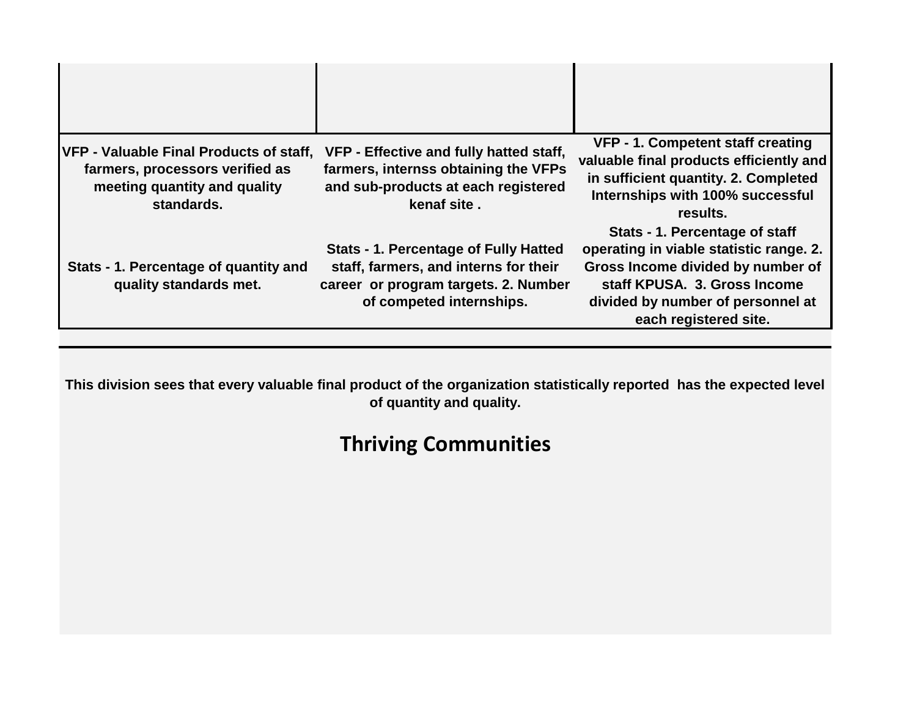| | | |
|---|---|---|
| | | |
| **VFP - Valuable Final Products of staff, farmers, processors verified as meeting quantity and quality standards.** | **VFP - Effective and fully hatted staff, farmers, internss obtaining the VFPs and sub-products at each registered kenaf site .** | **VFP - 1. Competent staff creating valuable final products efficiently and in sufficient quantity. 2. Completed Internships with 100% successful results.** |
| **Stats - 1. Percentage of quantity and quality standards met.** | **Stats - 1. Percentage of Fully Hatted staff, farmers, and interns for their career or program targets. 2. Number of competed internships.** | **Stats - 1. Percentage of staff operating in viable statistic range. 2. Gross Income divided by number of staff KPUSA. 3. Gross Income divided by number of personnel at each registered site.** |

**This division sees that every valuable final product of the organization statistically reported has the expected level of quantity and quality.**

## Thriving Communities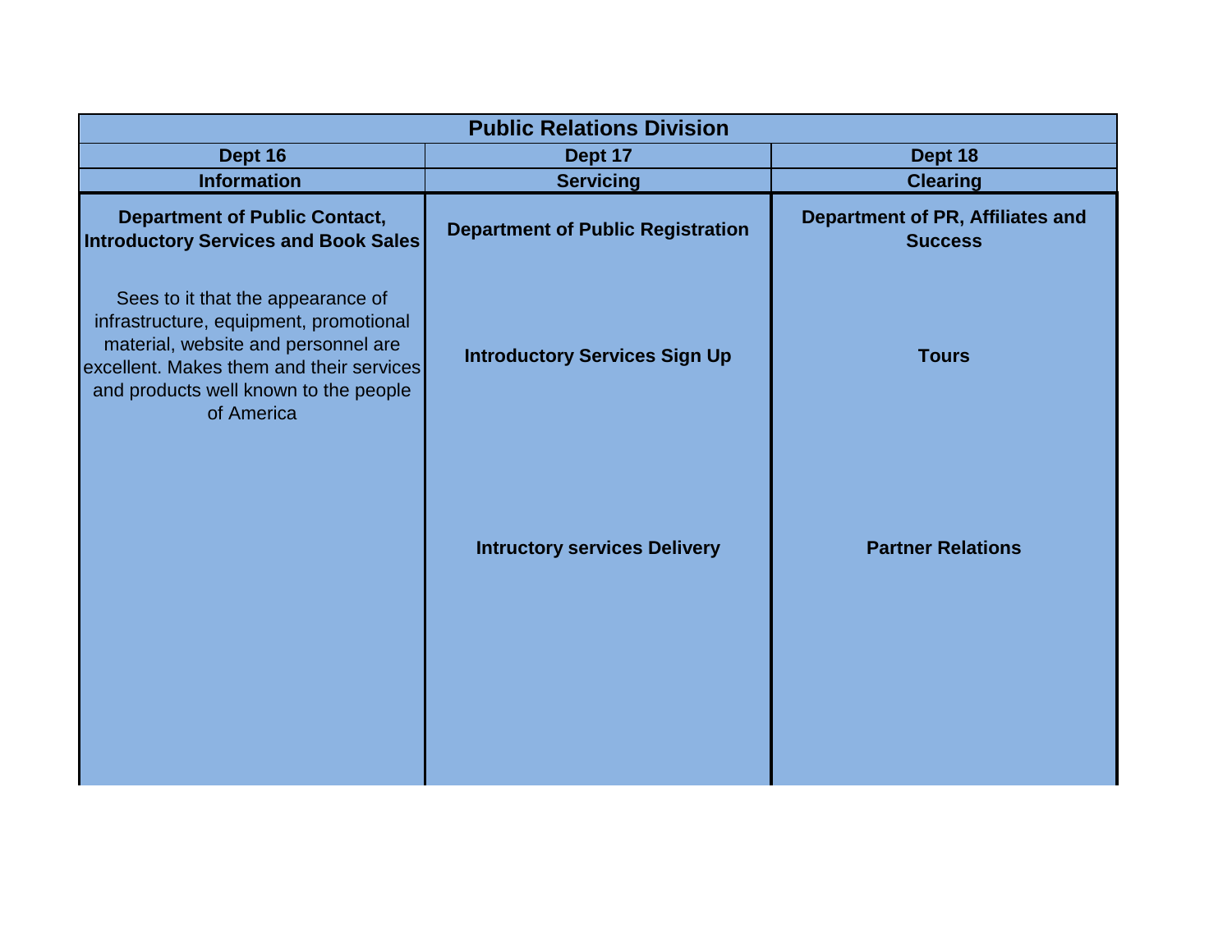| Public Relations Division | | |
|---|---|---|
| **Dept 16** | **Dept 17** | **Dept 18** |
| **Information** | **Servicing** | **Clearing** |
| **Department of Public Contact, Introductory Services and Book Sales** | **Department of Public Registration** | **Department of PR, Affiliates and Success** |
| Sees to it that the appearance of infrastructure, equipment, promotional material, website and personnel are excellent. Makes them and their services and products well known to the people of America | **Introductory Services Sign Up** | **Tours** |
| | **Intructory services Delivery** | **Partner Relations** |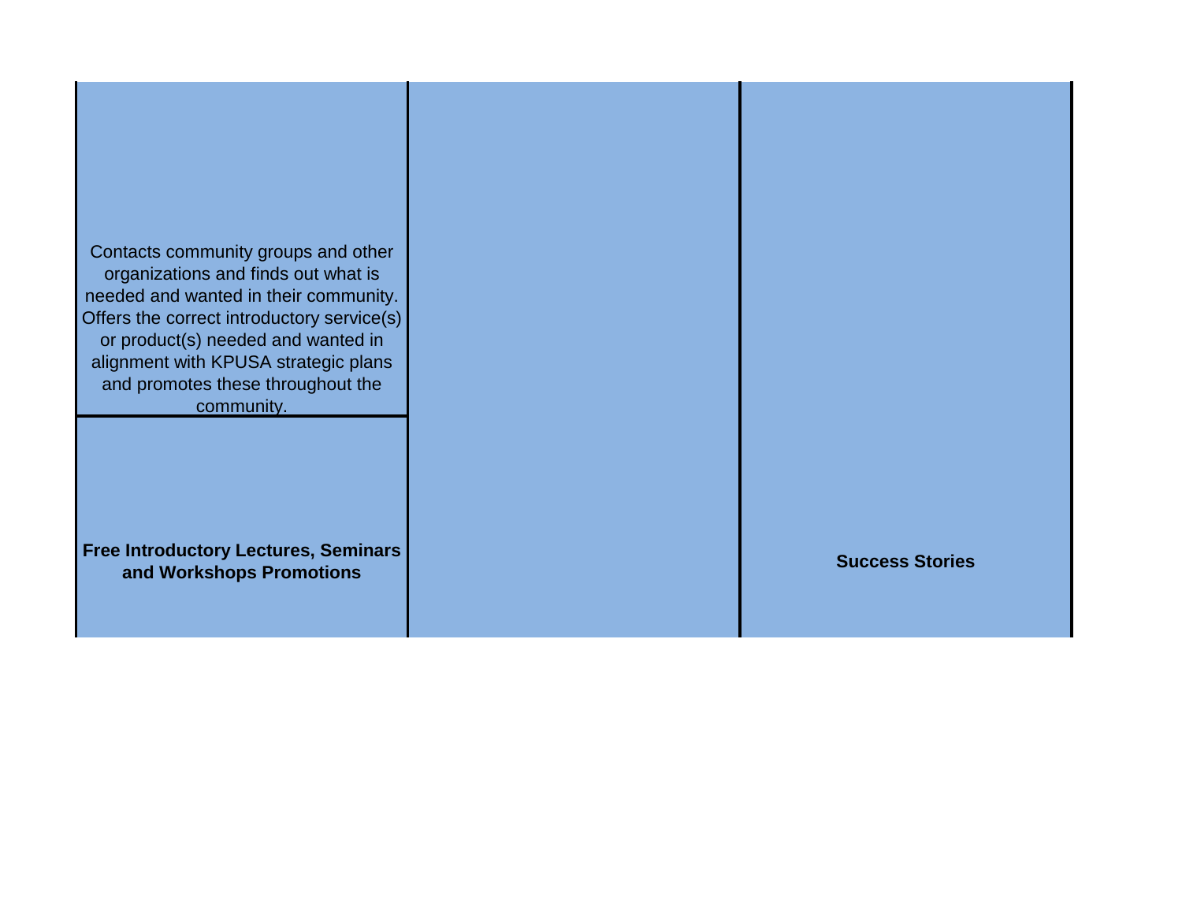| | | |
|---|---|---|
| Contacts community groups and other organizations and finds out what is needed and wanted in their community. Offers the correct introductory service(s) or product(s) needed and wanted in alignment with KPUSA strategic plans and promotes these throughout the community. | | |
| **Free Introductory Lectures, Seminars and Workshops Promotions** | | **Success Stories** |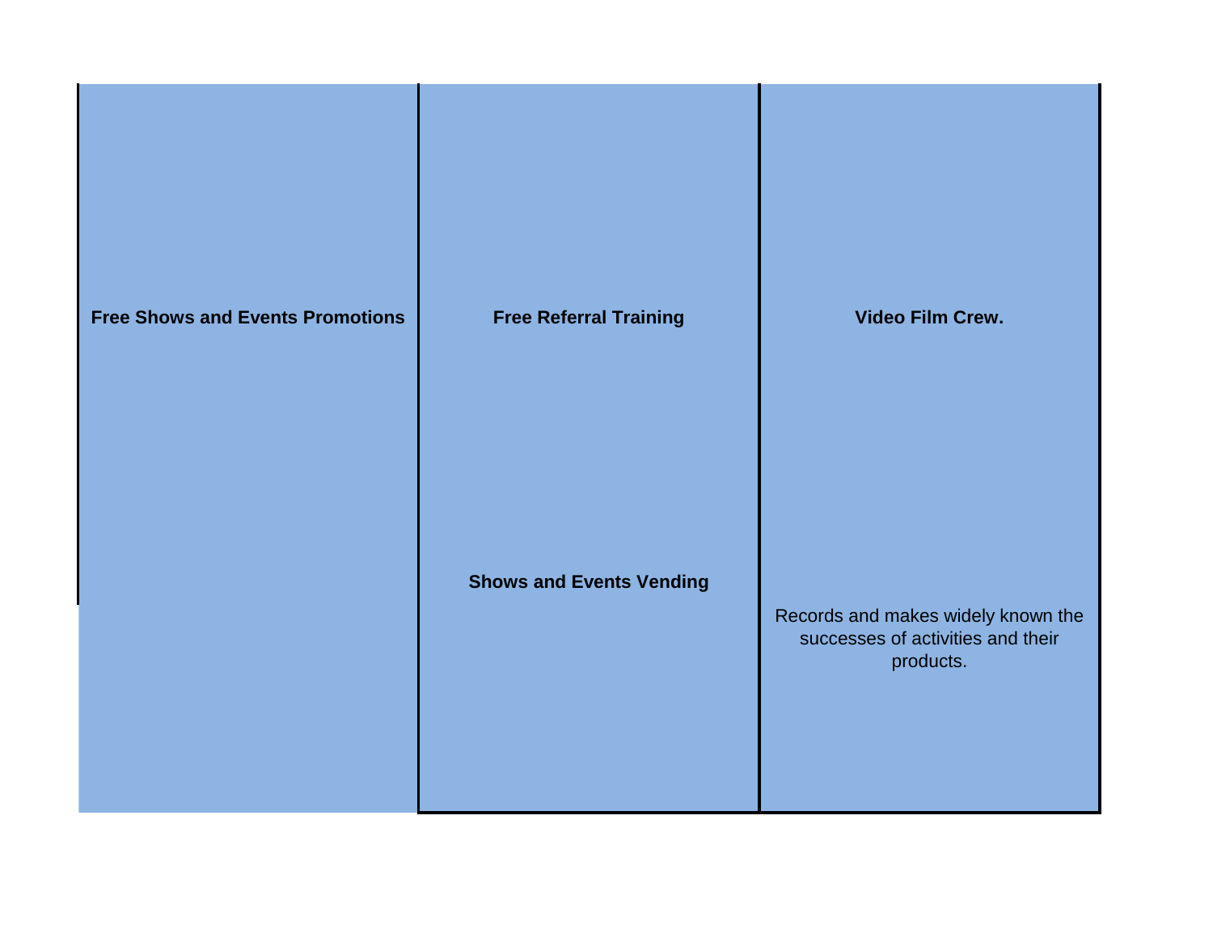**Free Shows and Events Promotions**

**Free Referral Training**

**Shows and Events Vending**

**Video Film Crew.**

Records and makes widely known the successes of activities and their products.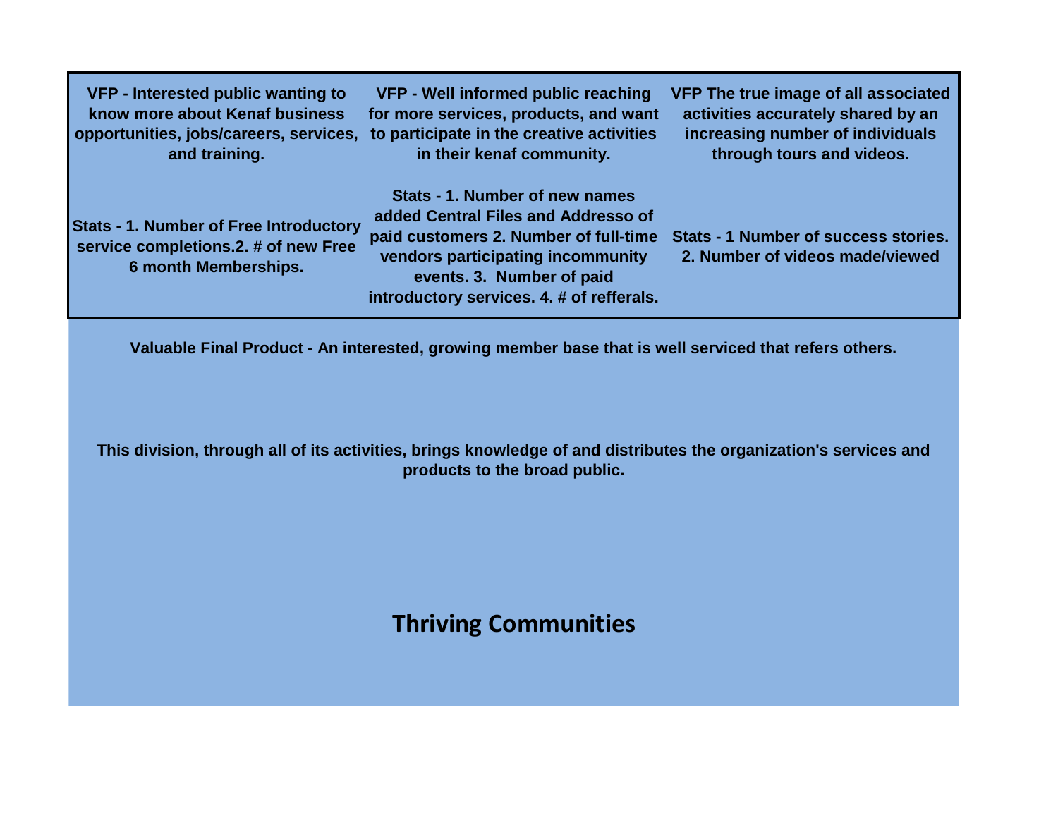| VFP - Interested public wanting to know more about Kenaf business opportunities, jobs/careers, services, and training. | VFP - Well informed public reaching for more services, products, and want to participate in the creative activities in their kenaf community. | VFP The true image of all associated activities accurately shared by an increasing number of individuals through tours and videos. |
|---|---|---|
| Stats - 1. Number of Free Introductory service completions.2. # of new Free 6 month Memberships. | Stats - 1. Number of new names added Central Files and Addresso of paid customers 2. Number of full-time vendors participating incommunity events. 3. Number of paid introductory services. 4. # of refferals. | Stats - 1 Number of success stories. 2. Number of videos made/viewed |

**Valuable Final Product - An interested, growing member base that is well serviced that refers others.**

**This division, through all of its activities, brings knowledge of and distributes the organization's services and products to the broad public.**

## Thriving Communities